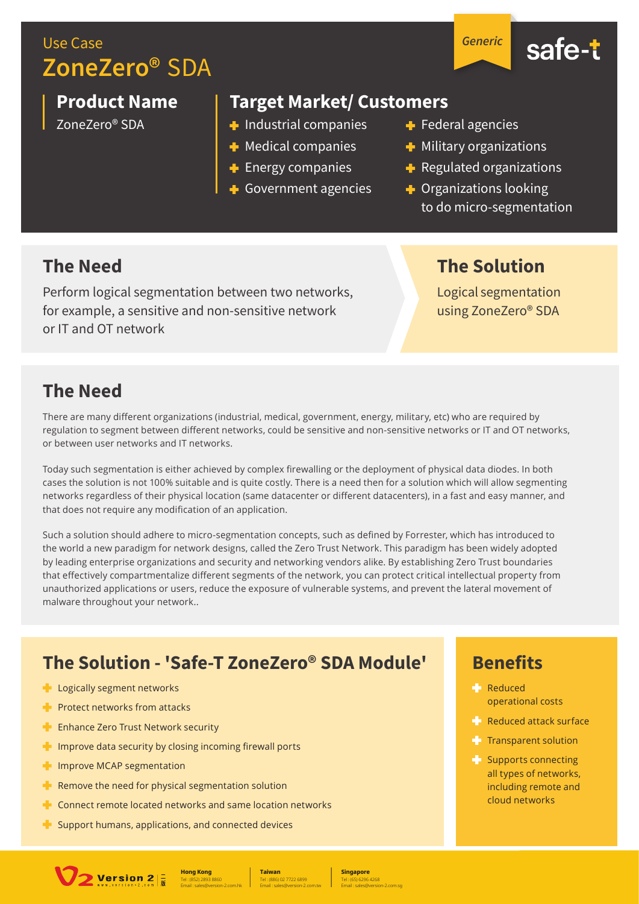Use Case

# ZoneZero® SDA

*Generic*

safe-t

## Product Name

ZoneZero® SDA

## Target Market/ Customers

- Industrial companies
- Medical companies
- Energy companies
- Government agencies
- Federal agencies
- Military organizations
- Regulated organizations
- Organizations looking to do micro-segmentation

## The Need

Perform logical segmentation between two networks, for example, a sensitive and non-sensitive network or IT and OT network

## The Solution

Logical segmentation using ZoneZero® SDA

## The Need

There are many different organizations (industrial, medical, government, energy, military, etc) who are required by regulation to segment between different networks, could be sensitive and non-sensitive networks or IT and OT networks, or between user networks and IT networks.

Today such segmentation is either achieved by complex firewalling or the deployment of physical data diodes. In both cases the solution is not 100% suitable and is quite costly. There is a need then for a solution which will allow segmenting networks regardless of their physical location (same datacenter or different datacenters), in a fast and easy manner, and that does not require any modification of an application.

Such a solution should adhere to micro-segmentation concepts, such as defined by Forrester, which has introduced to the world a new paradigm for network designs, called the Zero Trust Network. This paradigm has been widely adopted by leading enterprise organizations and security and networking vendors alike. By establishing Zero Trust boundaries that effectively compartmentalize different segments of the network, you can protect critical intellectual property from unauthorized applications or users, reduce the exposure of vulnerable systems, and prevent the lateral movement of malware throughout your network..

## The Solution - 'Safe-T ZoneZero® SDA Module'

- Logically segment networks
- Protect networks from attacks
- Enhance Zero Trust Network security
- Improve data security by closing incoming firewall ports
- Improve MCAP segmentation
- Remove the need for physical segmentation solution
- Connect remote located networks and same location networks
- Support humans, applications, and connected devices

## Benefits

- Reduced operational costs
- Reduced attack surface
- Transparent solution
- Supports connecting all types of networks, including remote and cloud networks

Version 2 二版 www.version-2.com

**Hong Kong**
Tel : (852) 2893 8860
Email : sales@version-2.com.hk

**Taiwan**
Tel : (886) 02 7722 6899
Email : sales@version-2.com.tw

**Singapore**
Tel : (65) 6296 4268
Email : sales@version-2.com.sg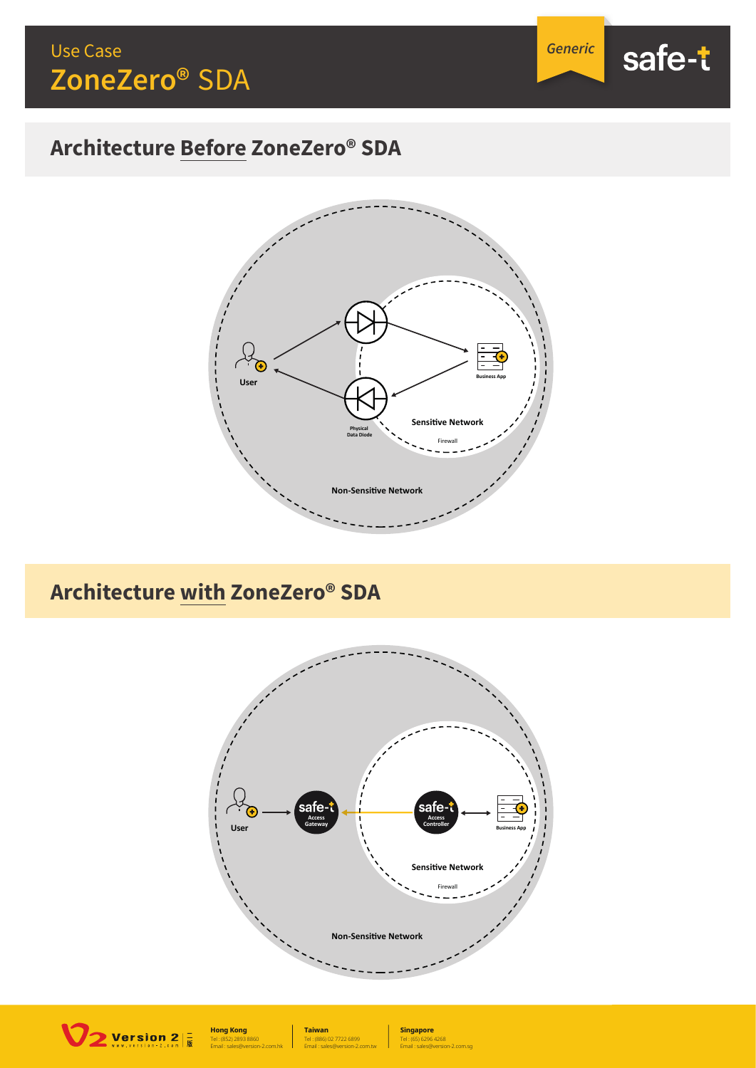Use Case

# ZoneZero® SDA

*Generic*

safe-t

## Architecture Before ZoneZero® SDA

User

Physical Data Diode

Business App

Sensitive Network

Firewall

Non-Sensitive Network

## Architecture with ZoneZero® SDA

User

safe-t Access Gateway

safe-t Access Controller

Business App

Sensitive Network

Firewall

Non-Sensitive Network

**Hong Kong**
Tel : (852) 2893 8860
Email : sales@version-2.com.hk

**Taiwan**
Tel : (886) 02 7722 6899
Email : sales@version-2.com.tw

**Singapore**
Tel : (65) 6296 4268
Email : sales@version-2.com.sg